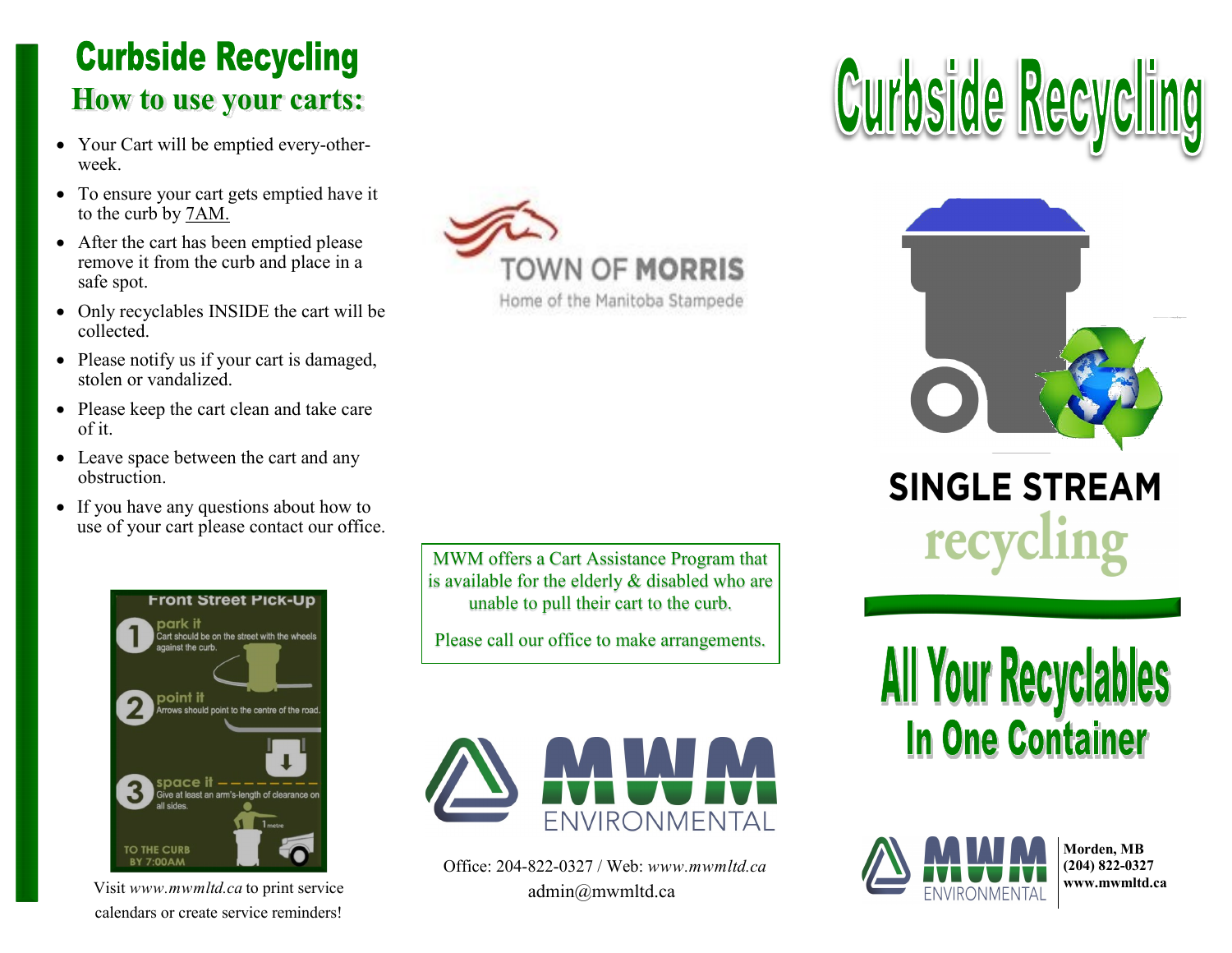# Curbside Recycling

## How to use your carts:

- Your Cart will be emptied every-other-week.
- To ensure your cart gets emptied have it to the curb by 7AM.
- After the cart has been emptied please remove it from the curb and place in a safe spot.
- Only recyclables INSIDE the cart will be collected.
- Please notify us if your cart is damaged, stolen or vandalized.
- Please keep the cart clean and take care of it.
- Leave space between the cart and any obstruction.
- If you have any questions about how to use of your cart please contact our office.

**Front Street Pick-Up**

1. **park it** Cart should be on the street with the wheels against the curb.
2. **point it** Arrows should point to the centre of the road.
3. **space it** Give at least an arm's-length of clearance on all sides.

1 metre

TO THE CURB BY 7:00AM

Visit *www.mwmltd.ca* to print service calendars or create service reminders!

TOWN OF MORRIS
Home of the Manitoba Stampede

MWM offers a Cart Assistance Program that is available for the elderly & disabled who are unable to pull their cart to the curb.

Please call our office to make arrangements.

MWM ENVIRONMENTAL

Office: 204-822-0327 / Web: *www.mwmltd.ca*
admin@mwmltd.ca

# Curbside Recycling

SINGLE STREAM recycling

## All Your Recyclables In One Container

MWM ENVIRONMENTAL

**Morden, MB**
**(204) 822-0327**
**www.mwmltd.ca**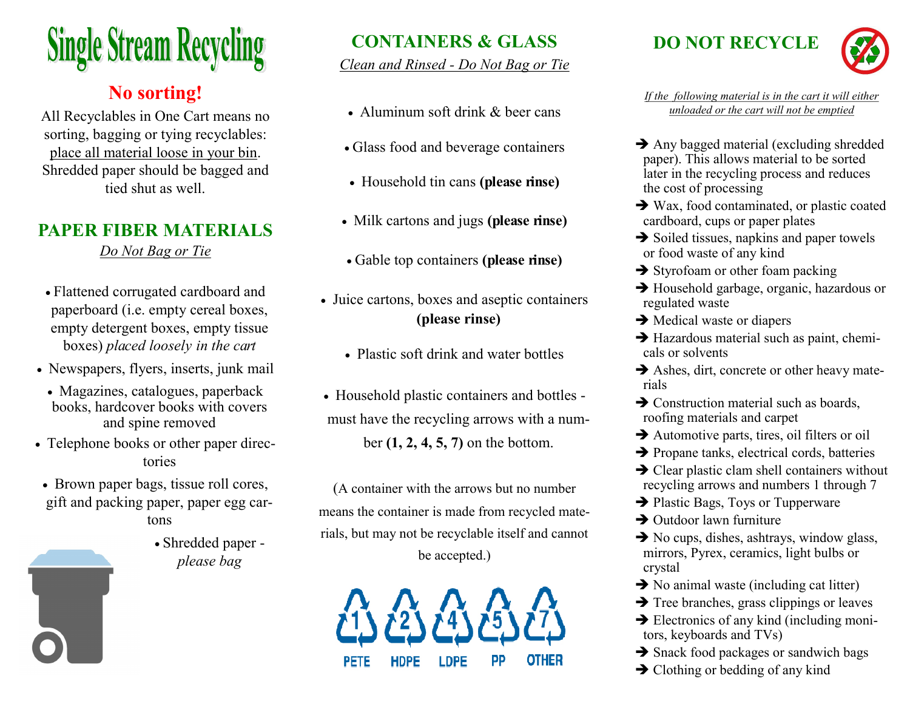# Single Stream Recycling

## No sorting!

All Recyclables in One Cart means no sorting, bagging or tying recyclables: place all material loose in your bin. Shredded paper should be bagged and tied shut as well.

## PAPER FIBER MATERIALS

*Do Not Bag or Tie*

- Flattened corrugated cardboard and paperboard (i.e. empty cereal boxes, empty detergent boxes, empty tissue boxes) *placed loosely in the cart*
- Newspapers, flyers, inserts, junk mail
- Magazines, catalogues, paperback books, hardcover books with covers and spine removed
- Telephone books or other paper directories
- Brown paper bags, tissue roll cores, gift and packing paper, paper egg cartons
- Shredded paper - *please bag*

## CONTAINERS & GLASS

*Clean and Rinsed - Do Not Bag or Tie*

- Aluminum soft drink & beer cans
- Glass food and beverage containers
- Household tin cans **(please rinse)**
- Milk cartons and jugs **(please rinse)**
- Gable top containers **(please rinse)**
- Juice cartons, boxes and aseptic containers **(please rinse)**
- Plastic soft drink and water bottles
- Household plastic containers and bottles - must have the recycling arrows with a number **(1, 2, 4, 5, 7)** on the bottom.

(A container with the arrows but no number means the container is made from recycled materials, but may not be recyclable itself and cannot be accepted.)

1 PETE 2 HDPE 4 LDPE 5 PP 7 OTHER

## DO NOT RECYCLE

*If the following material is in the cart it will either unloaded or the cart will not be emptied*

- ➔ Any bagged material (excluding shredded paper). This allows material to be sorted later in the recycling process and reduces the cost of processing
- ➔ Wax, food contaminated, or plastic coated cardboard, cups or paper plates
- ➔ Soiled tissues, napkins and paper towels or food waste of any kind
- ➔ Styrofoam or other foam packing
- ➔ Household garbage, organic, hazardous or regulated waste
- ➔ Medical waste or diapers
- ➔ Hazardous material such as paint, chemicals or solvents
- ➔ Ashes, dirt, concrete or other heavy materials
- ➔ Construction material such as boards, roofing materials and carpet
- ➔ Automotive parts, tires, oil filters or oil
- ➔ Propane tanks, electrical cords, batteries
- ➔ Clear plastic clam shell containers without recycling arrows and numbers 1 through 7
- ➔ Plastic Bags, Toys or Tupperware
- ➔ Outdoor lawn furniture
- ➔ No cups, dishes, ashtrays, window glass, mirrors, Pyrex, ceramics, light bulbs or crystal
- ➔ No animal waste (including cat litter)
- ➔ Tree branches, grass clippings or leaves
- ➔ Electronics of any kind (including monitors, keyboards and TVs)
- ➔ Snack food packages or sandwich bags
- ➔ Clothing or bedding of any kind